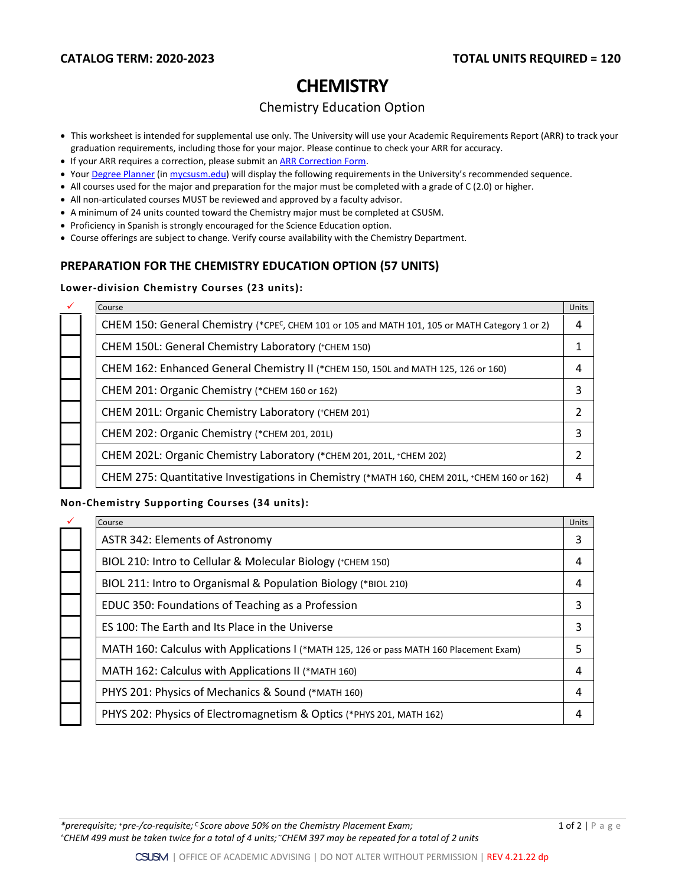**CATALOG TERM: 2020-2023** **TOTAL UNITS REQUIRED = 120**

# CHEMISTRY

## Chemistry Education Option

- This worksheet is intended for supplemental use only. The University will use your Academic Requirements Report (ARR) to track your graduation requirements, including those for your major. Please continue to check your ARR for accuracy.
- If your ARR requires a correction, please submit an ARR Correction Form.
- Your Degree Planner (in mycsusm.edu) will display the following requirements in the University's recommended sequence.
- All courses used for the major and preparation for the major must be completed with a grade of C (2.0) or higher.
- All non-articulated courses MUST be reviewed and approved by a faculty advisor.
- A minimum of 24 units counted toward the Chemistry major must be completed at CSUSM.
- Proficiency in Spanish is strongly encouraged for the Science Education option.
- Course offerings are subject to change. Verify course availability with the Chemistry Department.

### PREPARATION FOR THE CHEMISTRY EDUCATION OPTION (57 UNITS)

**Lower-division Chemistry Courses (23 units):**

| ✓ | Course | Units |
|---|---|---|
| ☐ | CHEM 150: General Chemistry (*CPE[C], CHEM 101 or 105 and MATH 101, 105 or MATH Category 1 or 2) | 4 |
| ☐ | CHEM 150L: General Chemistry Laboratory (+CHEM 150) | 1 |
| ☐ | CHEM 162: Enhanced General Chemistry II (*CHEM 150, 150L and MATH 125, 126 or 160) | 4 |
| ☐ | CHEM 201: Organic Chemistry (*CHEM 160 or 162) | 3 |
| ☐ | CHEM 201L: Organic Chemistry Laboratory (+CHEM 201) | 2 |
| ☐ | CHEM 202: Organic Chemistry (*CHEM 201, 201L) | 3 |
| ☐ | CHEM 202L: Organic Chemistry Laboratory (*CHEM 201, 201L, +CHEM 202) | 2 |
| ☐ | CHEM 275: Quantitative Investigations in Chemistry (*MATH 160, CHEM 201L, +CHEM 160 or 162) | 4 |

**Non-Chemistry Supporting Courses (34 units):**

| ✓ | Course | Units |
|---|---|---|
| ☐ | ASTR 342: Elements of Astronomy | 3 |
| ☐ | BIOL 210: Intro to Cellular & Molecular Biology (+CHEM 150) | 4 |
| ☐ | BIOL 211: Intro to Organismal & Population Biology (*BIOL 210) | 4 |
| ☐ | EDUC 350: Foundations of Teaching as a Profession | 3 |
| ☐ | ES 100: The Earth and Its Place in the Universe | 3 |
| ☐ | MATH 160: Calculus with Applications I (*MATH 125, 126 or pass MATH 160 Placement Exam) | 5 |
| ☐ | MATH 162: Calculus with Applications II (*MATH 160) | 4 |
| ☐ | PHYS 201: Physics of Mechanics & Sound (*MATH 160) | 4 |
| ☐ | PHYS 202: Physics of Electromagnetism & Optics (*PHYS 201, MATH 162) | 4 |

*prerequisite; +pre-/co-requisite; [C] Score above 50% on the Chemistry Placement Exam;
^CHEM 499 must be taken twice for a total of 4 units; ~CHEM 397 may be repeated for a total of 2 units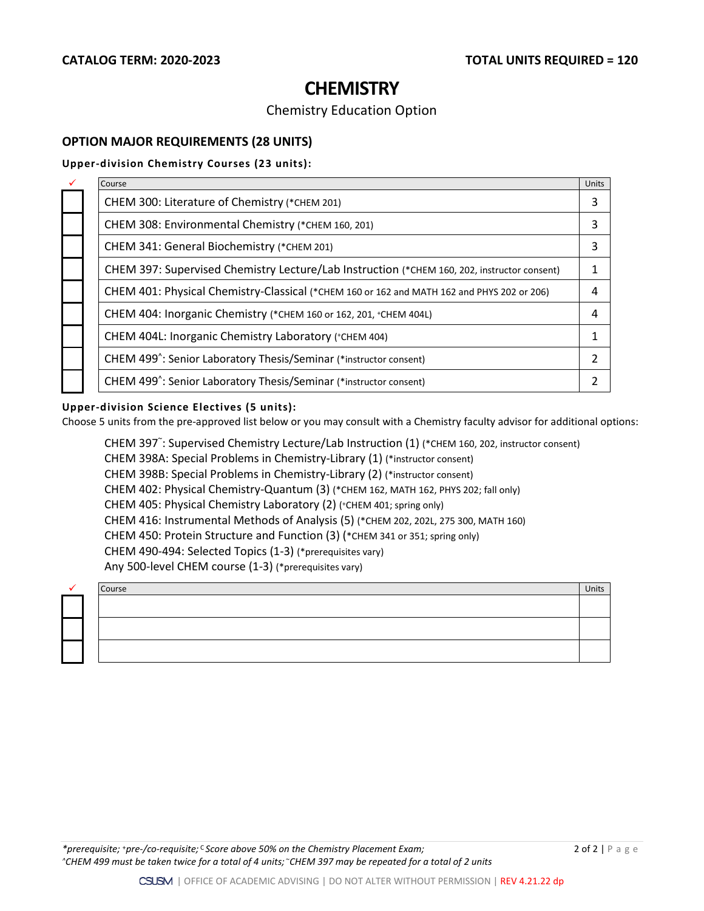**CATALOG TERM: 2020-2023** **TOTAL UNITS REQUIRED = 120**

# CHEMISTRY

Chemistry Education Option

## OPTION MAJOR REQUIREMENTS (28 UNITS)

### Upper-division Chemistry Courses (23 units):

| ✓ | Course | Units |
|---|---|---|
| | CHEM 300: Literature of Chemistry (*CHEM 201) | 3 |
| | CHEM 308: Environmental Chemistry (*CHEM 160, 201) | 3 |
| | CHEM 341: General Biochemistry (*CHEM 201) | 3 |
| | CHEM 397: Supervised Chemistry Lecture/Lab Instruction (*CHEM 160, 202, instructor consent) | 1 |
| | CHEM 401: Physical Chemistry-Classical (*CHEM 160 or 162 and MATH 162 and PHYS 202 or 206) | 4 |
| | CHEM 404: Inorganic Chemistry (*CHEM 160 or 162, 201, +CHEM 404L) | 4 |
| | CHEM 404L: Inorganic Chemistry Laboratory (+CHEM 404) | 1 |
| | CHEM 499^: Senior Laboratory Thesis/Seminar (*instructor consent) | 2 |
| | CHEM 499^: Senior Laboratory Thesis/Seminar (*instructor consent) | 2 |

### Upper-division Science Electives (5 units):

Choose 5 units from the pre-approved list below or you may consult with a Chemistry faculty advisor for additional options:

- CHEM 397~: Supervised Chemistry Lecture/Lab Instruction (1) (*CHEM 160, 202, instructor consent)
- CHEM 398A: Special Problems in Chemistry-Library (1) (*instructor consent)
- CHEM 398B: Special Problems in Chemistry-Library (2) (*instructor consent)
- CHEM 402: Physical Chemistry-Quantum (3) (*CHEM 162, MATH 162, PHYS 202; fall only)
- CHEM 405: Physical Chemistry Laboratory (2) (+CHEM 401; spring only)
- CHEM 416: Instrumental Methods of Analysis (5) (*CHEM 202, 202L, 275 300, MATH 160)
- CHEM 450: Protein Structure and Function (3) (*CHEM 341 or 351; spring only)
- CHEM 490-494: Selected Topics (1-3) (*prerequisites vary)
- Any 500-level CHEM course (1-3) (*prerequisites vary)

| ✓ | Course | Units |
|---|---|---|
| | | |
| | | |
| | | |

*\*prerequisite; +pre-/co-requisite; C Score above 50% on the Chemistry Placement Exam;*
*^CHEM 499 must be taken twice for a total of 4 units; ~CHEM 397 may be repeated for a total of 2 units*

CSUSM | OFFICE OF ACADEMIC ADVISING | DO NOT ALTER WITHOUT PERMISSION | REV 4.21.22 dp